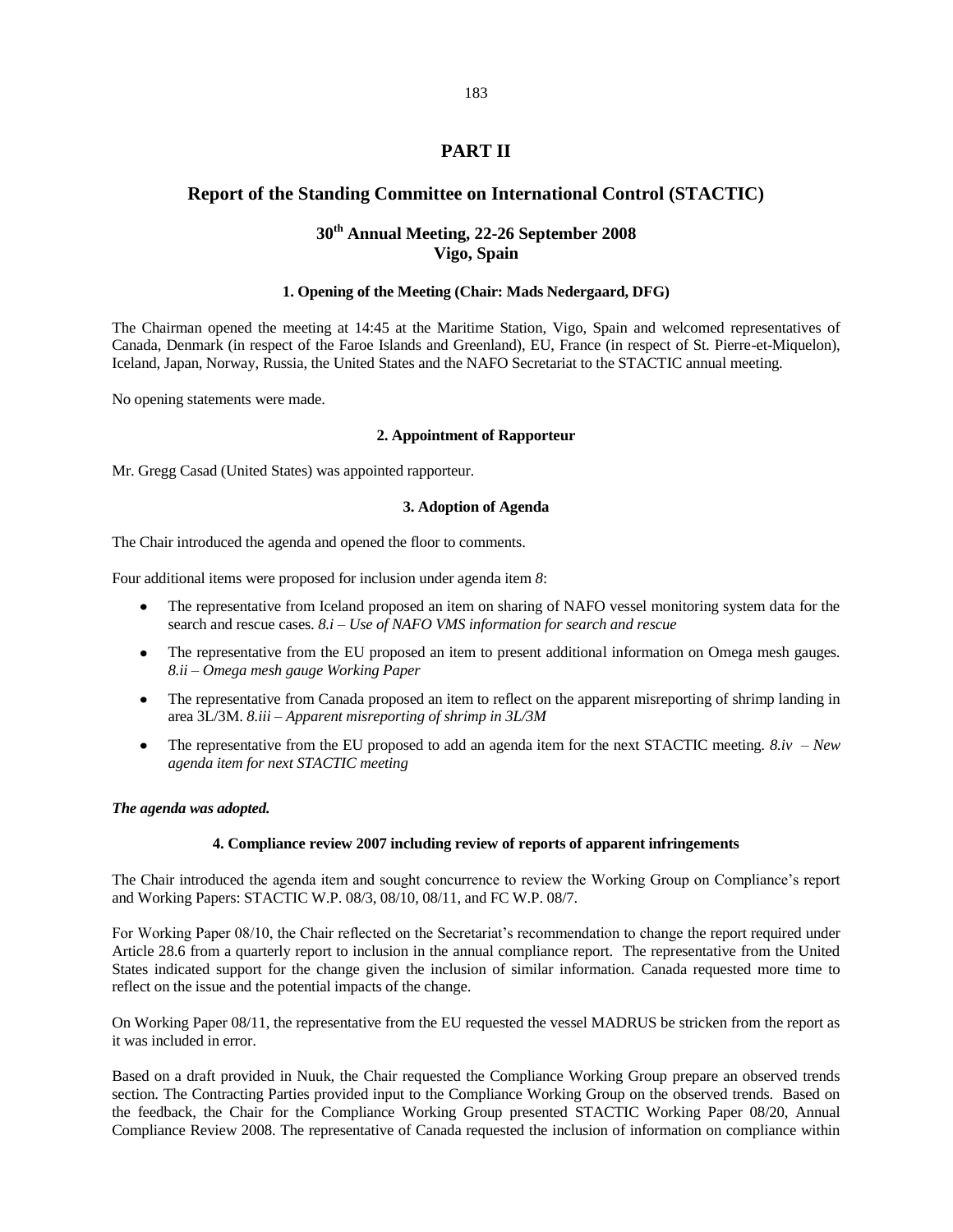# PART II

## Report of the Standing Committee on International Control (STACTIC)

### 30th Annual Meeting, 22-26 September 2008
### Vigo, Spain

#### 1. Opening of the Meeting (Chair: Mads Nedergaard, DFG)

The Chairman opened the meeting at 14:45 at the Maritime Station, Vigo, Spain and welcomed representatives of Canada, Denmark (in respect of the Faroe Islands and Greenland), EU, France (in respect of St. Pierre-et-Miquelon), Iceland, Japan, Norway, Russia, the United States and the NAFO Secretariat to the STACTIC annual meeting.

No opening statements were made.

#### 2. Appointment of Rapporteur

Mr. Gregg Casad (United States) was appointed rapporteur.

#### 3. Adoption of Agenda

The Chair introduced the agenda and opened the floor to comments.

Four additional items were proposed for inclusion under agenda item *8*:

- The representative from Iceland proposed an item on sharing of NAFO vessel monitoring system data for the search and rescue cases. *8.i – Use of NAFO VMS information for search and rescue*
- The representative from the EU proposed an item to present additional information on Omega mesh gauges. *8.ii – Omega mesh gauge Working Paper*
- The representative from Canada proposed an item to reflect on the apparent misreporting of shrimp landing in area 3L/3M. *8.iii – Apparent misreporting of shrimp in 3L/3M*
- The representative from the EU proposed to add an agenda item for the next STACTIC meeting. *8.iv – New agenda item for next STACTIC meeting*

***The agenda was adopted.***

#### 4. Compliance review 2007 including review of reports of apparent infringements

The Chair introduced the agenda item and sought concurrence to review the Working Group on Compliance's report and Working Papers: STACTIC W.P. 08/3, 08/10, 08/11, and FC W.P. 08/7.

For Working Paper 08/10, the Chair reflected on the Secretariat's recommendation to change the report required under Article 28.6 from a quarterly report to inclusion in the annual compliance report. The representative from the United States indicated support for the change given the inclusion of similar information. Canada requested more time to reflect on the issue and the potential impacts of the change.

On Working Paper 08/11, the representative from the EU requested the vessel MADRUS be stricken from the report as it was included in error.

Based on a draft provided in Nuuk, the Chair requested the Compliance Working Group prepare an observed trends section. The Contracting Parties provided input to the Compliance Working Group on the observed trends. Based on the feedback, the Chair for the Compliance Working Group presented STACTIC Working Paper 08/20, Annual Compliance Review 2008. The representative of Canada requested the inclusion of information on compliance within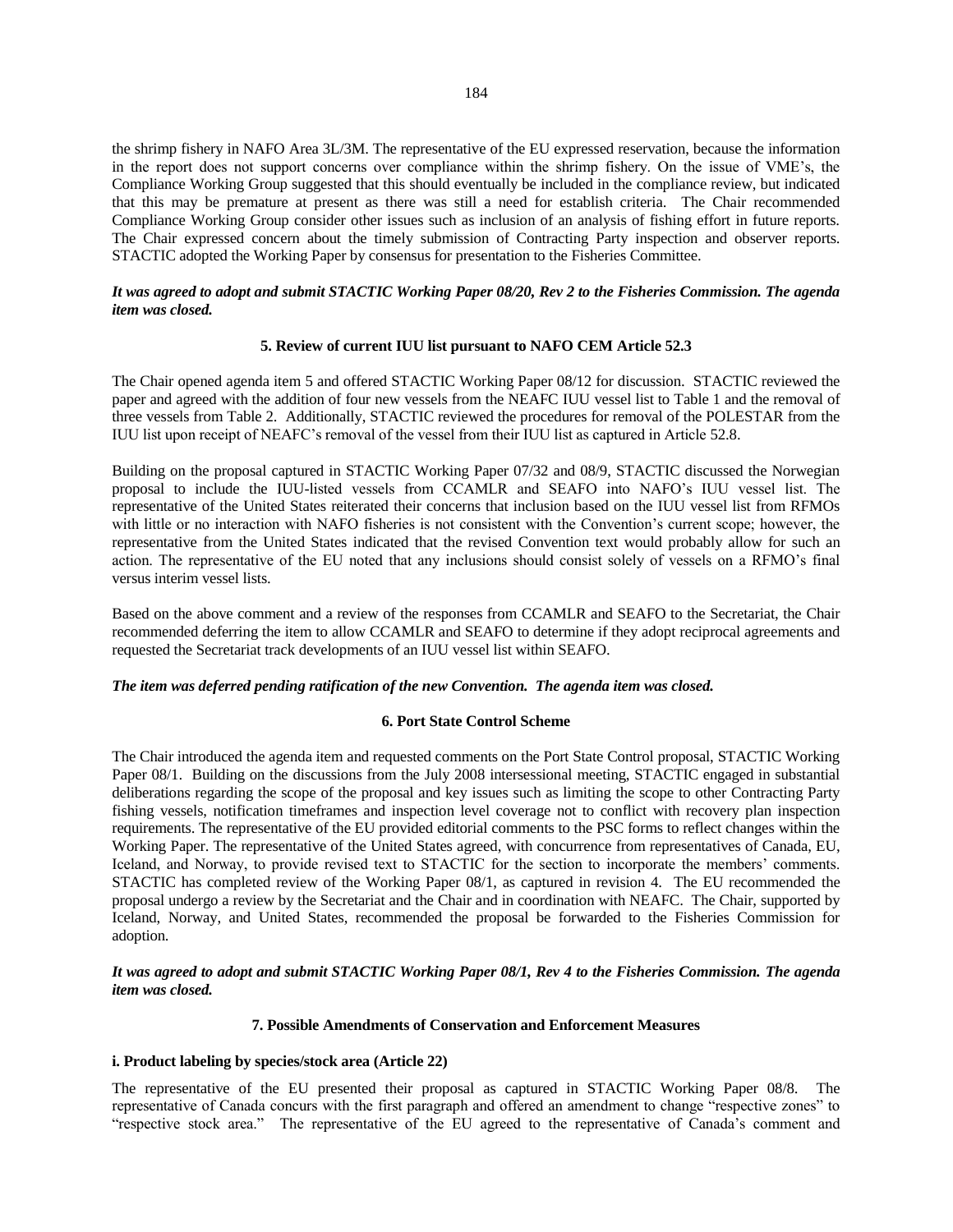the shrimp fishery in NAFO Area 3L/3M. The representative of the EU expressed reservation, because the information in the report does not support concerns over compliance within the shrimp fishery. On the issue of VME's, the Compliance Working Group suggested that this should eventually be included in the compliance review, but indicated that this may be premature at present as there was still a need for establish criteria. The Chair recommended Compliance Working Group consider other issues such as inclusion of an analysis of fishing effort in future reports. The Chair expressed concern about the timely submission of Contracting Party inspection and observer reports. STACTIC adopted the Working Paper by consensus for presentation to the Fisheries Committee.

***It was agreed to adopt and submit STACTIC Working Paper 08/20, Rev 2 to the Fisheries Commission. The agenda item was closed.***

### 5. Review of current IUU list pursuant to NAFO CEM Article 52.3

The Chair opened agenda item 5 and offered STACTIC Working Paper 08/12 for discussion. STACTIC reviewed the paper and agreed with the addition of four new vessels from the NEAFC IUU vessel list to Table 1 and the removal of three vessels from Table 2. Additionally, STACTIC reviewed the procedures for removal of the POLESTAR from the IUU list upon receipt of NEAFC's removal of the vessel from their IUU list as captured in Article 52.8.

Building on the proposal captured in STACTIC Working Paper 07/32 and 08/9, STACTIC discussed the Norwegian proposal to include the IUU-listed vessels from CCAMLR and SEAFO into NAFO's IUU vessel list. The representative of the United States reiterated their concerns that inclusion based on the IUU vessel list from RFMOs with little or no interaction with NAFO fisheries is not consistent with the Convention's current scope; however, the representative from the United States indicated that the revised Convention text would probably allow for such an action. The representative of the EU noted that any inclusions should consist solely of vessels on a RFMO's final versus interim vessel lists.

Based on the above comment and a review of the responses from CCAMLR and SEAFO to the Secretariat, the Chair recommended deferring the item to allow CCAMLR and SEAFO to determine if they adopt reciprocal agreements and requested the Secretariat track developments of an IUU vessel list within SEAFO.

***The item was deferred pending ratification of the new Convention. The agenda item was closed.***

### 6. Port State Control Scheme

The Chair introduced the agenda item and requested comments on the Port State Control proposal, STACTIC Working Paper 08/1. Building on the discussions from the July 2008 intersessional meeting, STACTIC engaged in substantial deliberations regarding the scope of the proposal and key issues such as limiting the scope to other Contracting Party fishing vessels, notification timeframes and inspection level coverage not to conflict with recovery plan inspection requirements. The representative of the EU provided editorial comments to the PSC forms to reflect changes within the Working Paper. The representative of the United States agreed, with concurrence from representatives of Canada, EU, Iceland, and Norway, to provide revised text to STACTIC for the section to incorporate the members' comments. STACTIC has completed review of the Working Paper 08/1, as captured in revision 4. The EU recommended the proposal undergo a review by the Secretariat and the Chair and in coordination with NEAFC. The Chair, supported by Iceland, Norway, and United States, recommended the proposal be forwarded to the Fisheries Commission for adoption.

***It was agreed to adopt and submit STACTIC Working Paper 08/1, Rev 4 to the Fisheries Commission. The agenda item was closed.***

### 7. Possible Amendments of Conservation and Enforcement Measures

**i. Product labeling by species/stock area (Article 22)**

The representative of the EU presented their proposal as captured in STACTIC Working Paper 08/8. The representative of Canada concurs with the first paragraph and offered an amendment to change "respective zones" to "respective stock area." The representative of the EU agreed to the representative of Canada's comment and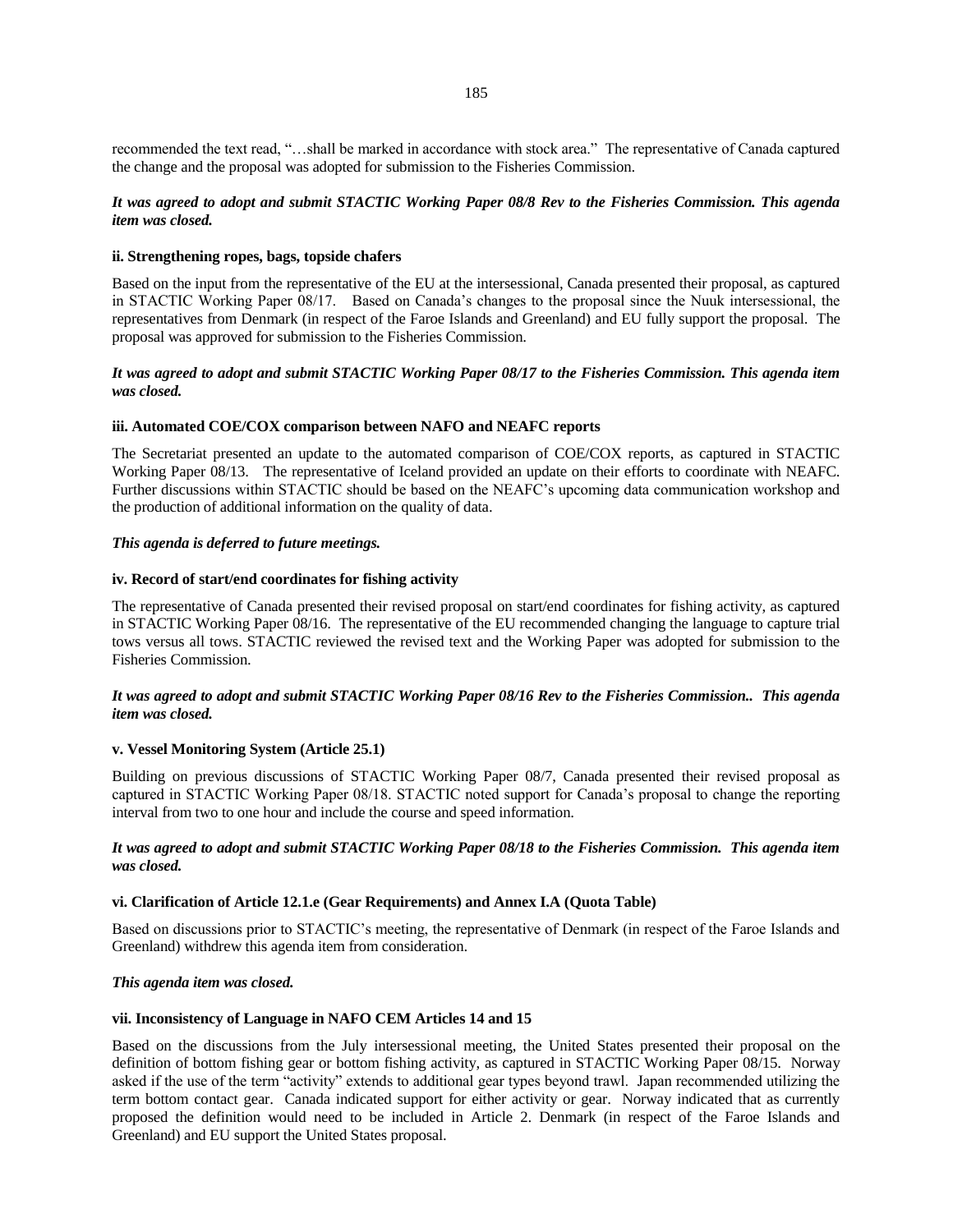recommended the text read, "…shall be marked in accordance with stock area." The representative of Canada captured the change and the proposal was adopted for submission to the Fisheries Commission.

***It was agreed to adopt and submit STACTIC Working Paper 08/8 Rev to the Fisheries Commission. This agenda item was closed.***

**ii. Strengthening ropes, bags, topside chafers**

Based on the input from the representative of the EU at the intersessional, Canada presented their proposal, as captured in STACTIC Working Paper 08/17. Based on Canada's changes to the proposal since the Nuuk intersessional, the representatives from Denmark (in respect of the Faroe Islands and Greenland) and EU fully support the proposal. The proposal was approved for submission to the Fisheries Commission.

***It was agreed to adopt and submit STACTIC Working Paper 08/17 to the Fisheries Commission. This agenda item was closed.***

**iii. Automated COE/COX comparison between NAFO and NEAFC reports**

The Secretariat presented an update to the automated comparison of COE/COX reports, as captured in STACTIC Working Paper 08/13. The representative of Iceland provided an update on their efforts to coordinate with NEAFC. Further discussions within STACTIC should be based on the NEAFC's upcoming data communication workshop and the production of additional information on the quality of data.

***This agenda is deferred to future meetings.***

**iv. Record of start/end coordinates for fishing activity**

The representative of Canada presented their revised proposal on start/end coordinates for fishing activity, as captured in STACTIC Working Paper 08/16. The representative of the EU recommended changing the language to capture trial tows versus all tows. STACTIC reviewed the revised text and the Working Paper was adopted for submission to the Fisheries Commission.

***It was agreed to adopt and submit STACTIC Working Paper 08/16 Rev to the Fisheries Commission.. This agenda item was closed.***

**v. Vessel Monitoring System (Article 25.1)**

Building on previous discussions of STACTIC Working Paper 08/7, Canada presented their revised proposal as captured in STACTIC Working Paper 08/18. STACTIC noted support for Canada's proposal to change the reporting interval from two to one hour and include the course and speed information.

***It was agreed to adopt and submit STACTIC Working Paper 08/18 to the Fisheries Commission. This agenda item was closed.***

**vi. Clarification of Article 12.1.e (Gear Requirements) and Annex I.A (Quota Table)**

Based on discussions prior to STACTIC's meeting, the representative of Denmark (in respect of the Faroe Islands and Greenland) withdrew this agenda item from consideration.

***This agenda item was closed.***

**vii. Inconsistency of Language in NAFO CEM Articles 14 and 15**

Based on the discussions from the July intersessional meeting, the United States presented their proposal on the definition of bottom fishing gear or bottom fishing activity, as captured in STACTIC Working Paper 08/15. Norway asked if the use of the term "activity" extends to additional gear types beyond trawl. Japan recommended utilizing the term bottom contact gear. Canada indicated support for either activity or gear. Norway indicated that as currently proposed the definition would need to be included in Article 2. Denmark (in respect of the Faroe Islands and Greenland) and EU support the United States proposal.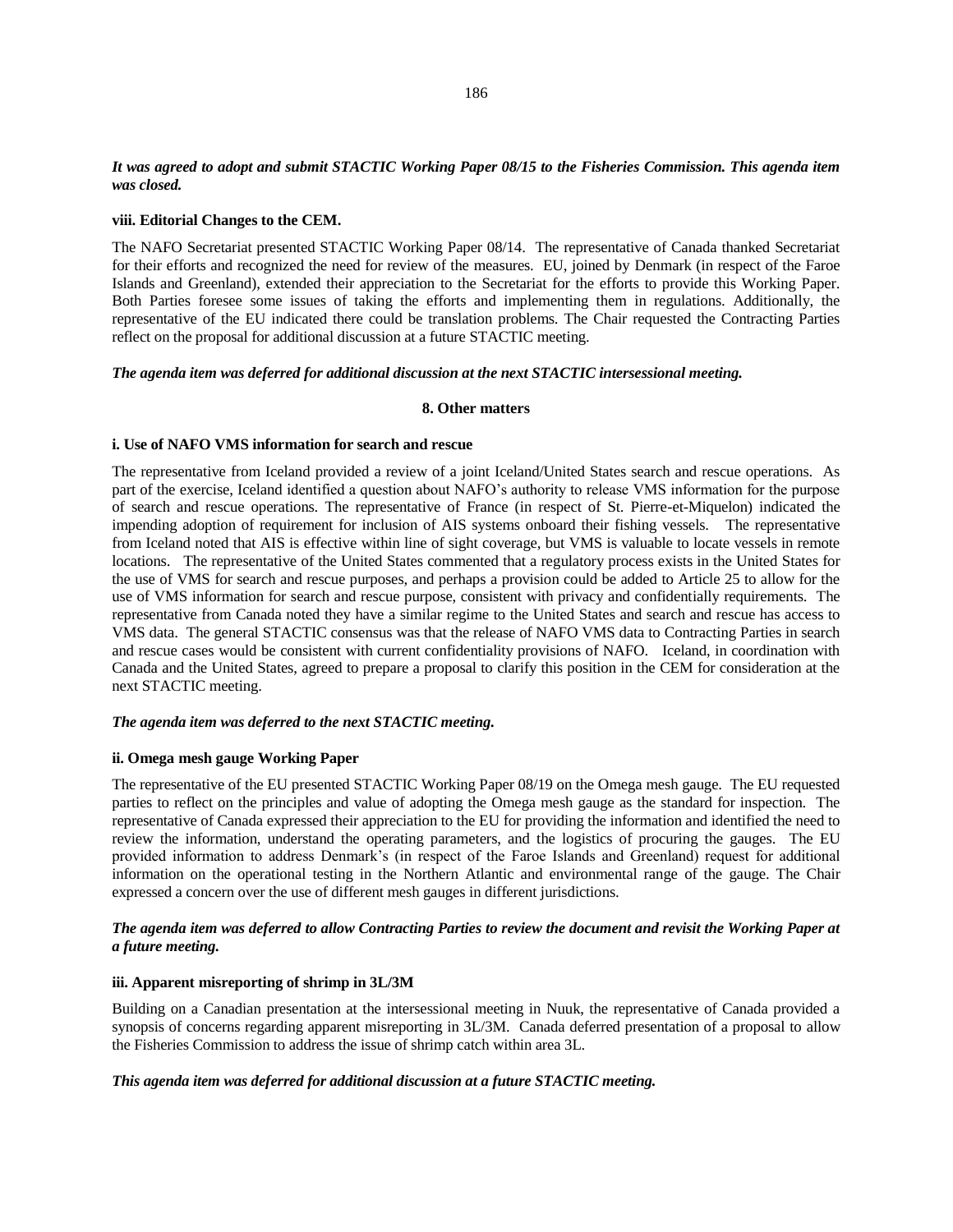***It was agreed to adopt and submit STACTIC Working Paper 08/15 to the Fisheries Commission. This agenda item was closed.***

**viii. Editorial Changes to the CEM.**

The NAFO Secretariat presented STACTIC Working Paper 08/14. The representative of Canada thanked Secretariat for their efforts and recognized the need for review of the measures. EU, joined by Denmark (in respect of the Faroe Islands and Greenland), extended their appreciation to the Secretariat for the efforts to provide this Working Paper. Both Parties foresee some issues of taking the efforts and implementing them in regulations. Additionally, the representative of the EU indicated there could be translation problems. The Chair requested the Contracting Parties reflect on the proposal for additional discussion at a future STACTIC meeting.

***The agenda item was deferred for additional discussion at the next STACTIC intersessional meeting.***

## 8. Other matters

**i. Use of NAFO VMS information for search and rescue**

The representative from Iceland provided a review of a joint Iceland/United States search and rescue operations. As part of the exercise, Iceland identified a question about NAFO's authority to release VMS information for the purpose of search and rescue operations. The representative of France (in respect of St. Pierre-et-Miquelon) indicated the impending adoption of requirement for inclusion of AIS systems onboard their fishing vessels. The representative from Iceland noted that AIS is effective within line of sight coverage, but VMS is valuable to locate vessels in remote locations. The representative of the United States commented that a regulatory process exists in the United States for the use of VMS for search and rescue purposes, and perhaps a provision could be added to Article 25 to allow for the use of VMS information for search and rescue purpose, consistent with privacy and confidentially requirements. The representative from Canada noted they have a similar regime to the United States and search and rescue has access to VMS data. The general STACTIC consensus was that the release of NAFO VMS data to Contracting Parties in search and rescue cases would be consistent with current confidentiality provisions of NAFO. Iceland, in coordination with Canada and the United States, agreed to prepare a proposal to clarify this position in the CEM for consideration at the next STACTIC meeting.

***The agenda item was deferred to the next STACTIC meeting.***

**ii. Omega mesh gauge Working Paper**

The representative of the EU presented STACTIC Working Paper 08/19 on the Omega mesh gauge. The EU requested parties to reflect on the principles and value of adopting the Omega mesh gauge as the standard for inspection. The representative of Canada expressed their appreciation to the EU for providing the information and identified the need to review the information, understand the operating parameters, and the logistics of procuring the gauges. The EU provided information to address Denmark's (in respect of the Faroe Islands and Greenland) request for additional information on the operational testing in the Northern Atlantic and environmental range of the gauge. The Chair expressed a concern over the use of different mesh gauges in different jurisdictions.

***The agenda item was deferred to allow Contracting Parties to review the document and revisit the Working Paper at a future meeting.***

**iii. Apparent misreporting of shrimp in 3L/3M**

Building on a Canadian presentation at the intersessional meeting in Nuuk, the representative of Canada provided a synopsis of concerns regarding apparent misreporting in 3L/3M. Canada deferred presentation of a proposal to allow the Fisheries Commission to address the issue of shrimp catch within area 3L.

***This agenda item was deferred for additional discussion at a future STACTIC meeting.***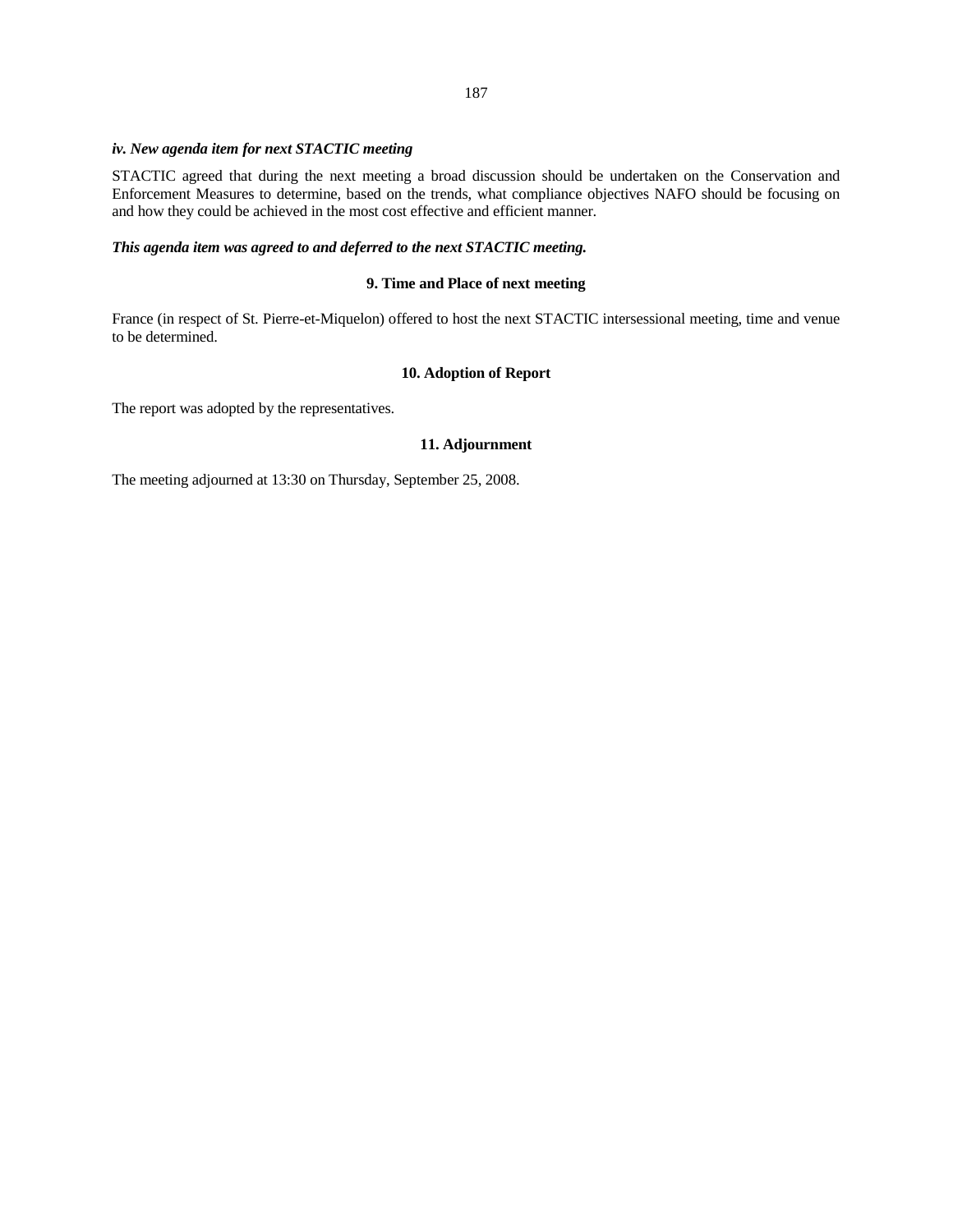#### *iv. New agenda item for next STACTIC meeting*

STACTIC agreed that during the next meeting a broad discussion should be undertaken on the Conservation and Enforcement Measures to determine, based on the trends, what compliance objectives NAFO should be focusing on and how they could be achieved in the most cost effective and efficient manner.

***This agenda item was agreed to and deferred to the next STACTIC meeting.***

### 9. Time and Place of next meeting

France (in respect of St. Pierre-et-Miquelon) offered to host the next STACTIC intersessional meeting, time and venue to be determined.

### 10. Adoption of Report

The report was adopted by the representatives.

### 11. Adjournment

The meeting adjourned at 13:30 on Thursday, September 25, 2008.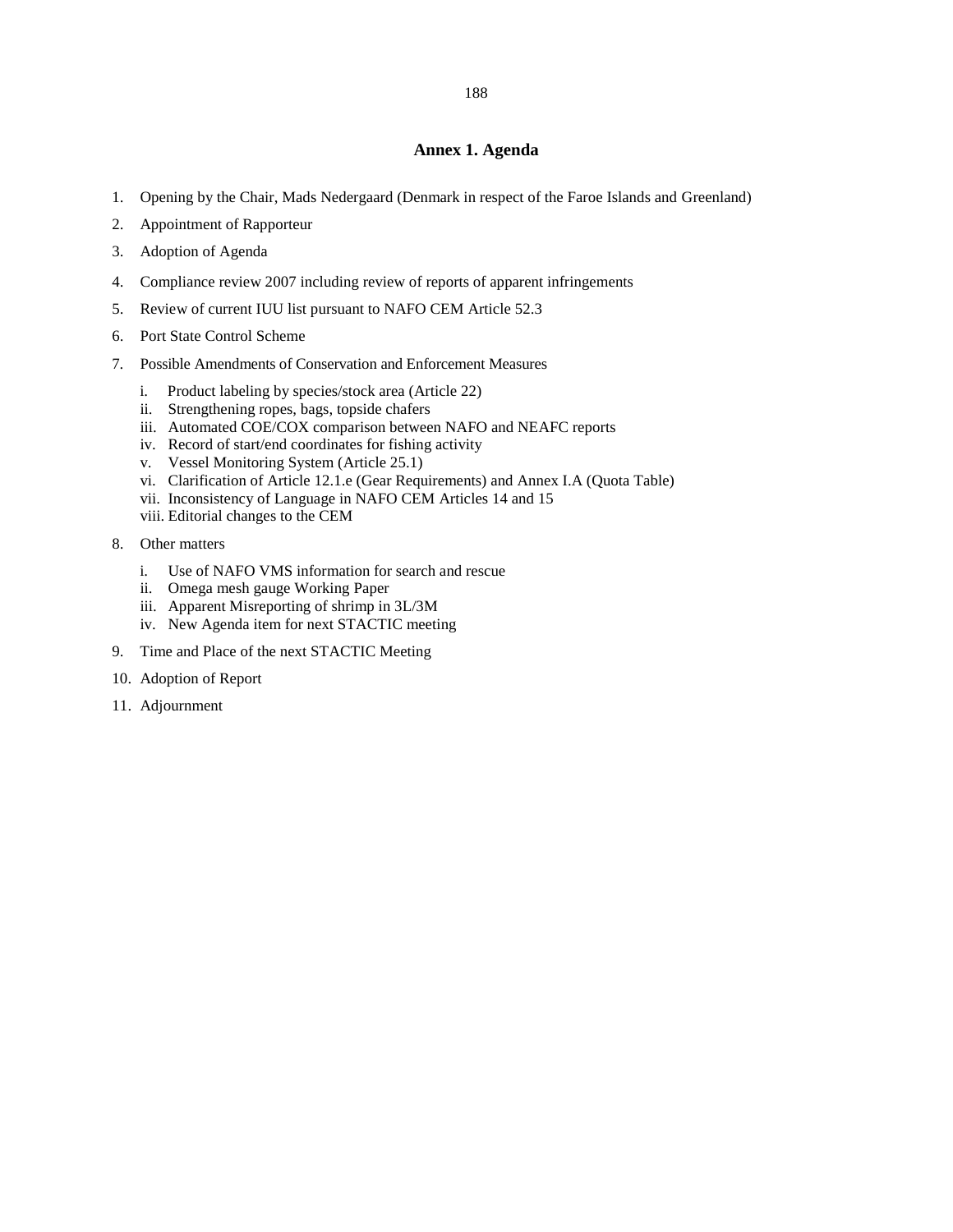## Annex 1. Agenda

1. Opening by the Chair, Mads Nedergaard (Denmark in respect of the Faroe Islands and Greenland)
2. Appointment of Rapporteur
3. Adoption of Agenda
4. Compliance review 2007 including review of reports of apparent infringements
5. Review of current IUU list pursuant to NAFO CEM Article 52.3
6. Port State Control Scheme
7. Possible Amendments of Conservation and Enforcement Measures
   - i. Product labeling by species/stock area (Article 22)
   - ii. Strengthening ropes, bags, topside chafers
   - iii. Automated COE/COX comparison between NAFO and NEAFC reports
   - iv. Record of start/end coordinates for fishing activity
   - v. Vessel Monitoring System (Article 25.1)
   - vi. Clarification of Article 12.1.e (Gear Requirements) and Annex I.A (Quota Table)
   - vii. Inconsistency of Language in NAFO CEM Articles 14 and 15
   - viii. Editorial changes to the CEM
8. Other matters
   - i. Use of NAFO VMS information for search and rescue
   - ii. Omega mesh gauge Working Paper
   - iii. Apparent Misreporting of shrimp in 3L/3M
   - iv. New Agenda item for next STACTIC meeting
9. Time and Place of the next STACTIC Meeting
10. Adoption of Report
11. Adjournment